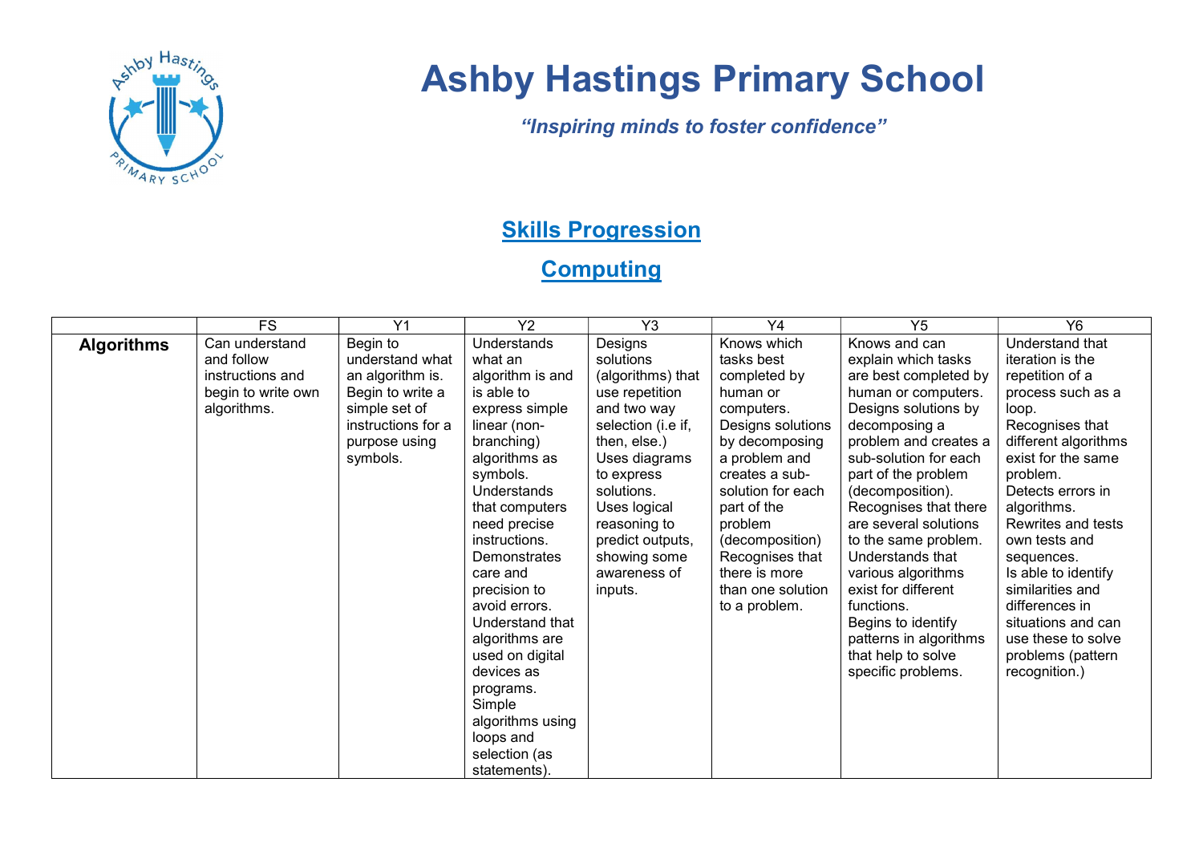# Ashby Hastings Primary School

*"Inspiring minds to foster confidence"*

## Skills Progression

## Computing

| | FS | Y1 | Y2 | Y3 | Y4 | Y5 | Y6 |
|---|---|---|---|---|---|---|---|
| **Algorithms** | Can understand and follow instructions and begin to write own algorithms. | Begin to understand what an algorithm is. Begin to write a simple set of instructions for a purpose using symbols. | Understands what an algorithm is and is able to express simple linear (non-branching) algorithms as symbols. Understands that computers need precise instructions. Demonstrates care and precision to avoid errors. Understand that algorithms are used on digital devices as programs. Simple algorithms using loops and selection (as statements). | Designs solutions (algorithms) that use repetition and two way selection (i.e if, then, else.) Uses diagrams to express solutions. Uses logical reasoning to predict outputs, showing some awareness of inputs. | Knows which tasks best completed by human or computers. Designs solutions by decomposing a problem and creates a sub-solution for each part of the problem (decomposition) Recognises that there is more than one solution to a problem. | Knows and can explain which tasks are best completed by human or computers. Designs solutions by decomposing a problem and creates a sub-solution for each part of the problem (decomposition). Recognises that there are several solutions to the same problem. Understands that various algorithms exist for different functions. Begins to identify patterns in algorithms that help to solve specific problems. | Understand that iteration is the repetition of a process such as a loop. Recognises that different algorithms exist for the same problem. Detects errors in algorithms. Rewrites and tests own tests and sequences. Is able to identify similarities and differences in situations and can use these to solve problems (pattern recognition.) |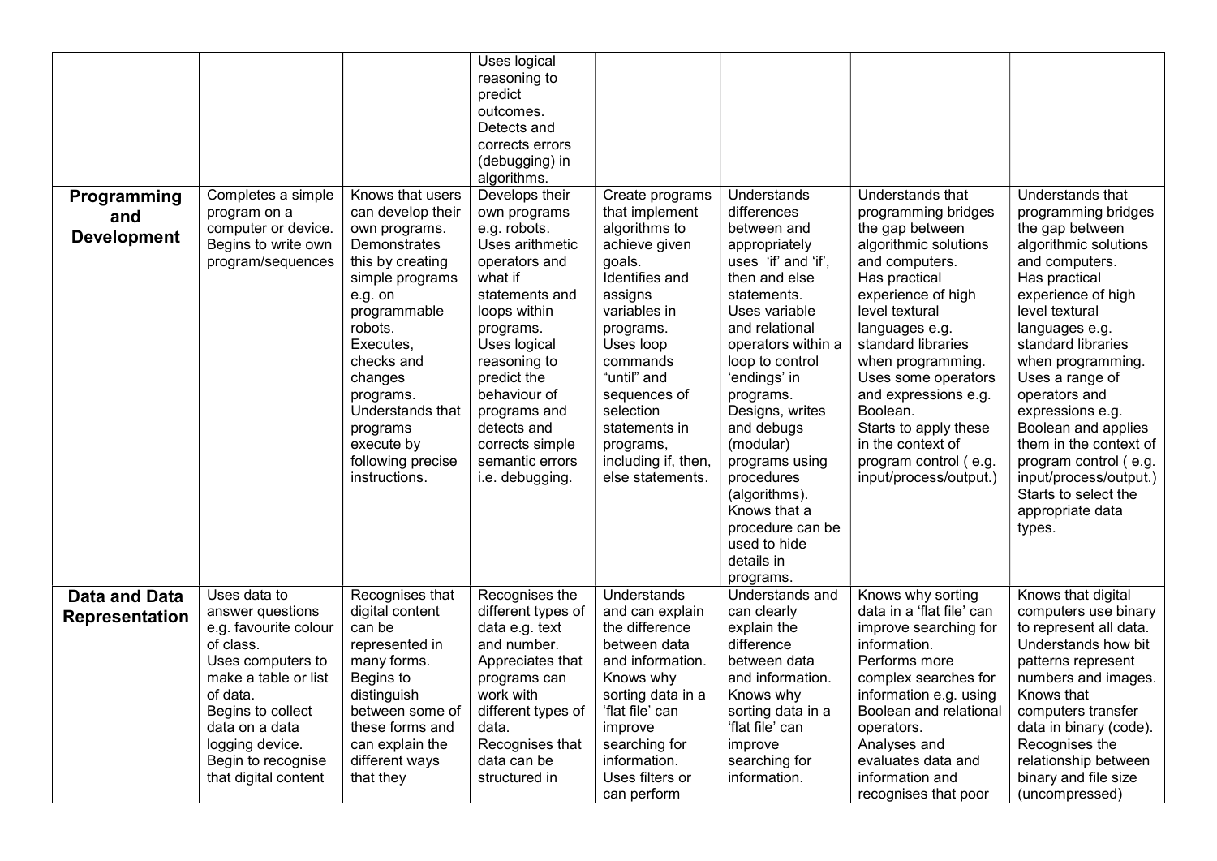| | | | | | | | |
|---|---|---|---|---|---|---|---|
| | | | Uses logical reasoning to predict outcomes. Detects and corrects errors (debugging) in algorithms. | | | | |
| **Programming and Development** | Completes a simple program on a computer or device. Begins to write own program/sequences | Knows that users can develop their own programs. Demonstrates this by creating simple programs e.g. on programmable robots. Executes, checks and changes programs. Understands that programs execute by following precise instructions. | Develops their own programs e.g. robots. Uses arithmetic operators and what if statements and loops within programs. Uses logical reasoning to predict the behaviour of programs and detects and corrects simple semantic errors i.e. debugging. | Create programs that implement algorithms to achieve given goals. Identifies and assigns variables in programs. Uses loop commands "until" and sequences of selection statements in programs, including if, then, else statements. | Understands differences between and appropriately uses 'if' and 'if', then and else statements. Uses variable and relational operators within a loop to control 'endings' in programs. Designs, writes and debugs (modular) programs using procedures (algorithms). Knows that a procedure can be used to hide details in programs. | Understands that programming bridges the gap between algorithmic solutions and computers. Has practical experience of high level textural languages e.g. standard libraries when programming. Uses some operators and expressions e.g. Boolean. Starts to apply these in the context of program control ( e.g. input/process/output.) | Understands that programming bridges the gap between algorithmic solutions and computers. Has practical experience of high level textural languages e.g. standard libraries when programming. Uses a range of operators and expressions e.g. Boolean and applies them in the context of program control ( e.g. input/process/output.) Starts to select the appropriate data types. |
| **Data and Data Representation** | Uses data to answer questions e.g. favourite colour of class. Uses computers to make a table or list of data. Begins to collect data on a data logging device. Begin to recognise that digital content | Recognises that digital content can be represented in many forms. Begins to distinguish between some of these forms and can explain the different ways that they | Recognises the different types of data e.g. text and number. Appreciates that programs can work with different types of data. Recognises that data can be structured in | Understands and can explain the difference between data and information. Knows why sorting data in a 'flat file' can improve searching for information. Uses filters or can perform | Understands and can clearly explain the difference between data and information. Knows why sorting data in a 'flat file' can improve searching for information. | Knows why sorting data in a 'flat file' can improve searching for information. Performs more complex searches for information e.g. using Boolean and relational operators. Analyses and evaluates data and information and recognises that poor | Knows that digital computers use binary to represent all data. Understands how bit patterns represent numbers and images. Knows that computers transfer data in binary (code). Recognises the relationship between binary and file size (uncompressed) |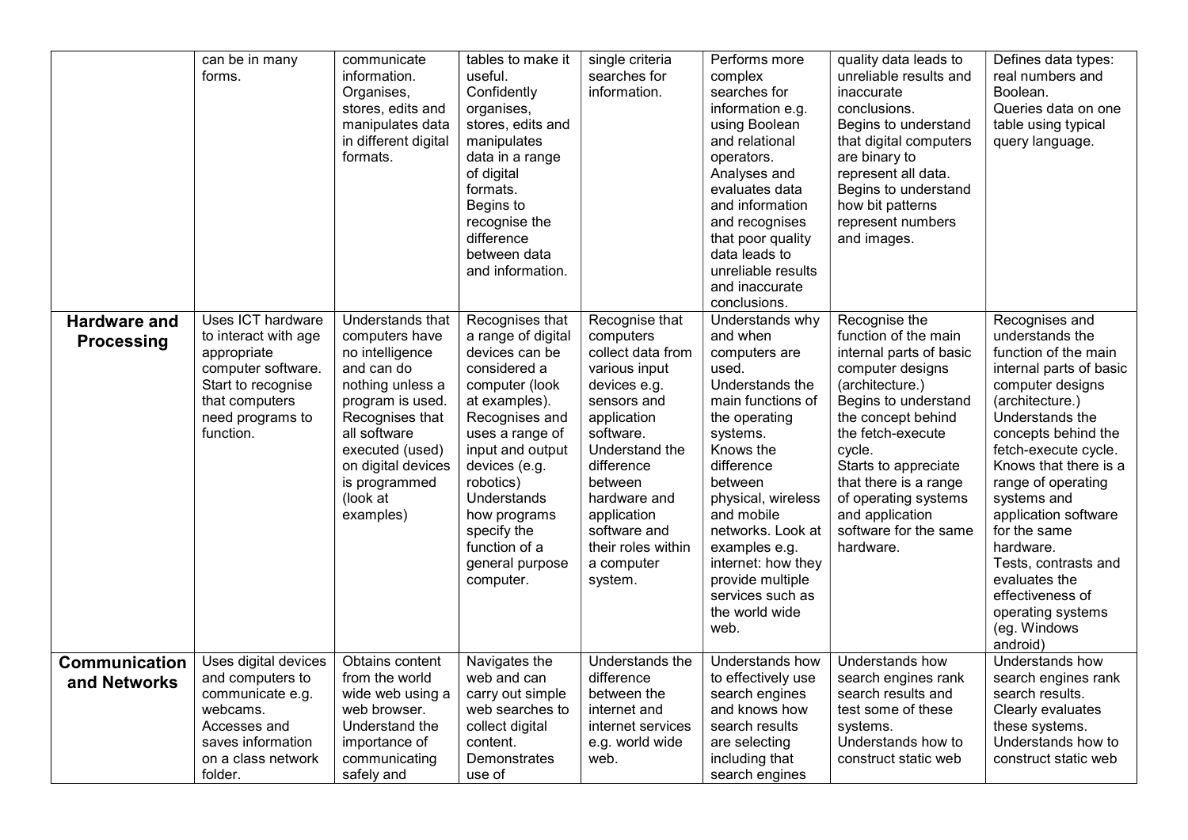| | | | | | | | |
|---|---|---|---|---|---|---|---|
| | can be in many forms. | communicate information. Organises, stores, edits and manipulates data in different digital formats. | tables to make it useful. Confidently organises, stores, edits and manipulates data in a range of digital formats. Begins to recognise the difference between data and information. | single criteria searches for information. | Performs more complex searches for information e.g. using Boolean and relational operators. Analyses and evaluates data and information and recognises that poor quality data leads to unreliable results and inaccurate conclusions. | quality data leads to unreliable results and inaccurate conclusions. Begins to understand that digital computers are binary to represent all data. Begins to understand how bit patterns represent numbers and images. | Defines data types: real numbers and Boolean. Queries data on one table using typical query language. |
| **Hardware and Processing** | Uses ICT hardware to interact with age appropriate computer software. Start to recognise that computers need programs to function. | Understands that computers have no intelligence and can do nothing unless a program is used. Recognises that all software executed (used) on digital devices is programmed (look at examples) | Recognises that a range of digital devices can be considered a computer (look at examples). Recognises and uses a range of input and output devices (e.g. robotics) Understands how programs specify the function of a general purpose computer. | Recognise that computers collect data from various input devices e.g. sensors and application software. Understand the difference between hardware and application software and their roles within a computer system. | Understands why and when computers are used. Understands the main functions of the operating systems. Knows the difference between physical, wireless and mobile networks. Look at examples e.g. internet: how they provide multiple services such as the world wide web. | Recognise the function of the main internal parts of basic computer designs (architecture.) Begins to understand the concept behind the fetch-execute cycle. Starts to appreciate that there is a range of operating systems and application software for the same hardware. | Recognises and understands the function of the main internal parts of basic computer designs (architecture.) Understands the concepts behind the fetch-execute cycle. Knows that there is a range of operating systems and application software for the same hardware. Tests, contrasts and evaluates the effectiveness of operating systems (eg. Windows android) |
| **Communication and Networks** | Uses digital devices and computers to communicate e.g. webcams. Accesses and saves information on a class network folder. | Obtains content from the world wide web using a web browser. Understand the importance of communicating safely and | Navigates the web and can carry out simple web searches to collect digital content. Demonstrates use of | Understands the difference between the internet and internet services e.g. world wide web. | Understands how to effectively use search engines and knows how search results are selecting including that search engines | Understands how search engines rank search results and test some of these systems. Understands how to construct static web | Understands how search engines rank search results. Clearly evaluates these systems. Understands how to construct static web |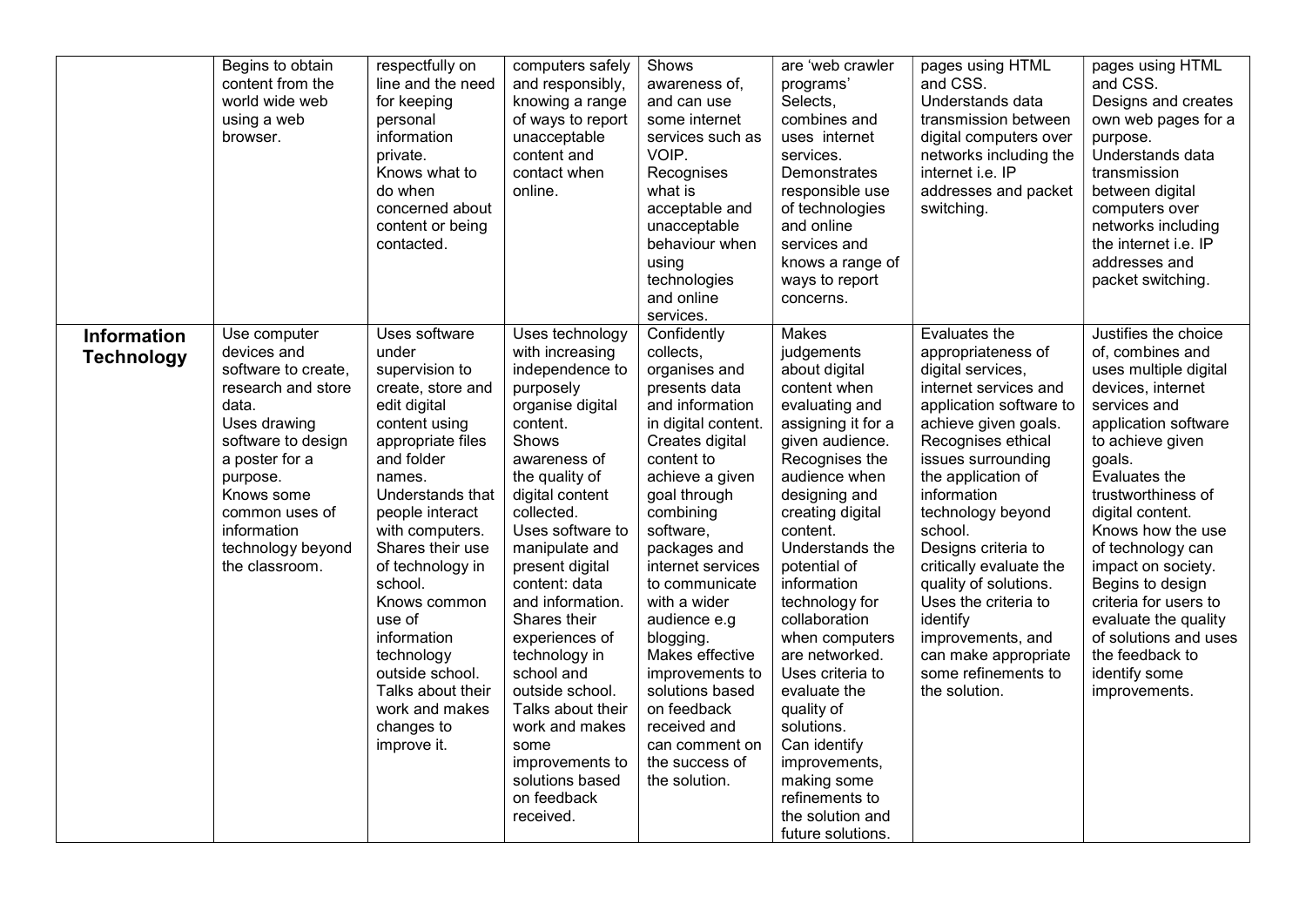| | | | | | | | |
|---|---|---|---|---|---|---|---|
| | Begins to obtain content from the world wide web using a web browser. | respectfully on line and the need for keeping personal information private. Knows what to do when concerned about content or being contacted. | computers safely and responsibly, knowing a range of ways to report unacceptable content and contact when online. | Shows awareness of, and can use some internet services such as VOIP. Recognises what is acceptable and unacceptable behaviour when using technologies and online services. | are 'web crawler programs' Selects, combines and uses internet services. Demonstrates responsible use of technologies and online services and knows a range of ways to report concerns. | pages using HTML and CSS. Understands data transmission between digital computers over networks including the internet i.e. IP addresses and packet switching. | pages using HTML and CSS. Designs and creates own web pages for a purpose. Understands data transmission between digital computers over networks including the internet i.e. IP addresses and packet switching. |
| **Information Technology** | Use computer devices and software to create, research and store data. Uses drawing software to design a poster for a purpose. Knows some common uses of information technology beyond the classroom. | Uses software under supervision to create, store and edit digital content using appropriate files and folder names. Understands that people interact with computers. Shares their use of technology in school. Knows common use of information technology outside school. Talks about their work and makes changes to improve it. | Uses technology with increasing independence to purposely organise digital content. Shows awareness of the quality of digital content collected. Uses software to manipulate and present digital content: data and information. Shares their experiences of technology in school and outside school. Talks about their work and makes some improvements to solutions based on feedback received. | Confidently collects, organises and presents data and information in digital content. Creates digital content to achieve a given goal through combining software, packages and internet services to communicate with a wider audience e.g blogging. Makes effective improvements to solutions based on feedback received and can comment on the success of the solution. | Makes judgements about digital content when evaluating and assigning it for a given audience. Recognises the audience when designing and creating digital content. Understands the potential of information technology for collaboration when computers are networked. Uses criteria to evaluate the quality of solutions. Can identify improvements, making some refinements to the solution and future solutions. | Evaluates the appropriateness of digital services, internet services and application software to achieve given goals. Recognises ethical issues surrounding the application of information technology beyond school. Designs criteria to critically evaluate the quality of solutions. Uses the criteria to identify improvements, and can make appropriate some refinements to the solution. | Justifies the choice of, combines and uses multiple digital devices, internet services and application software to achieve given goals. Evaluates the trustworthiness of digital content. Knows how the use of technology can impact on society. Begins to design criteria for users to evaluate the quality of solutions and uses the feedback to identify some improvements. |